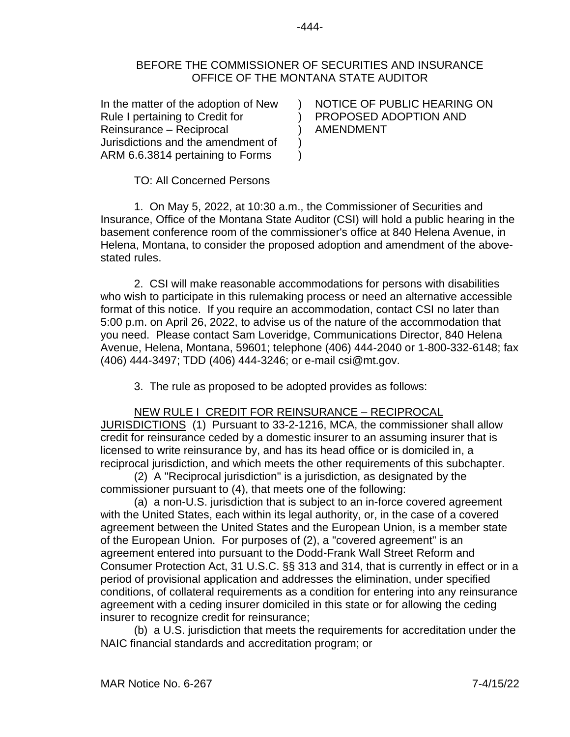BEFORE THE COMMISSIONER OF SECURITIES AND INSURANCE
OFFICE OF THE MONTANA STATE AUDITOR

| In the matter of the adoption of New Rule I pertaining to Credit for Reinsurance – Reciprocal Jurisdictions and the amendment of ARM 6.6.3814 pertaining to Forms | ) ) ) ) ) | NOTICE OF PUBLIC HEARING ON PROPOSED ADOPTION AND AMENDMENT |
|---|---|---|

TO: All Concerned Persons

1. On May 5, 2022, at 10:30 a.m., the Commissioner of Securities and Insurance, Office of the Montana State Auditor (CSI) will hold a public hearing in the basement conference room of the commissioner's office at 840 Helena Avenue, in Helena, Montana, to consider the proposed adoption and amendment of the above-stated rules.

2. CSI will make reasonable accommodations for persons with disabilities who wish to participate in this rulemaking process or need an alternative accessible format of this notice. If you require an accommodation, contact CSI no later than 5:00 p.m. on April 26, 2022, to advise us of the nature of the accommodation that you need. Please contact Sam Loveridge, Communications Director, 840 Helena Avenue, Helena, Montana, 59601; telephone (406) 444-2040 or 1-800-332-6148; fax (406) 444-3497; TDD (406) 444-3246; or e-mail csi@mt.gov.

3. The rule as proposed to be adopted provides as follows:

<u>NEW RULE I CREDIT FOR REINSURANCE – RECIPROCAL JURISDICTIONS</u> (1) Pursuant to 33-2-1216, MCA, the commissioner shall allow credit for reinsurance ceded by a domestic insurer to an assuming insurer that is licensed to write reinsurance by, and has its head office or is domiciled in, a reciprocal jurisdiction, and which meets the other requirements of this subchapter.

(2) A "Reciprocal jurisdiction" is a jurisdiction, as designated by the commissioner pursuant to (4), that meets one of the following:

(a) a non-U.S. jurisdiction that is subject to an in-force covered agreement with the United States, each within its legal authority, or, in the case of a covered agreement between the United States and the European Union, is a member state of the European Union. For purposes of (2), a "covered agreement" is an agreement entered into pursuant to the Dodd-Frank Wall Street Reform and Consumer Protection Act, 31 U.S.C. §§ 313 and 314, that is currently in effect or in a period of provisional application and addresses the elimination, under specified conditions, of collateral requirements as a condition for entering into any reinsurance agreement with a ceding insurer domiciled in this state or for allowing the ceding insurer to recognize credit for reinsurance;

(b) a U.S. jurisdiction that meets the requirements for accreditation under the NAIC financial standards and accreditation program; or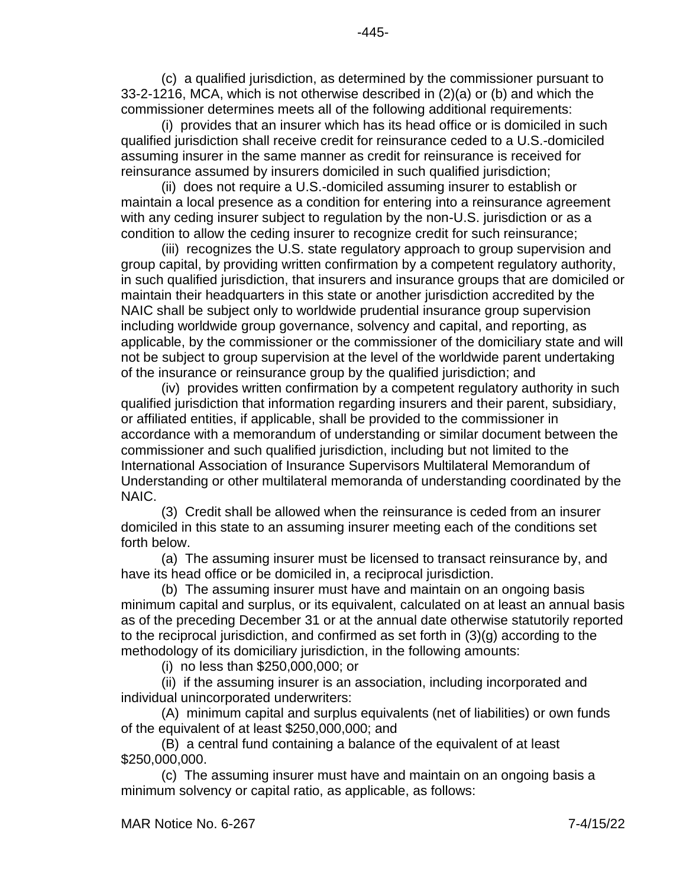(c) a qualified jurisdiction, as determined by the commissioner pursuant to 33-2-1216, MCA, which is not otherwise described in (2)(a) or (b) and which the commissioner determines meets all of the following additional requirements:

(i) provides that an insurer which has its head office or is domiciled in such qualified jurisdiction shall receive credit for reinsurance ceded to a U.S.-domiciled assuming insurer in the same manner as credit for reinsurance is received for reinsurance assumed by insurers domiciled in such qualified jurisdiction;

(ii) does not require a U.S.-domiciled assuming insurer to establish or maintain a local presence as a condition for entering into a reinsurance agreement with any ceding insurer subject to regulation by the non-U.S. jurisdiction or as a condition to allow the ceding insurer to recognize credit for such reinsurance;

(iii) recognizes the U.S. state regulatory approach to group supervision and group capital, by providing written confirmation by a competent regulatory authority, in such qualified jurisdiction, that insurers and insurance groups that are domiciled or maintain their headquarters in this state or another jurisdiction accredited by the NAIC shall be subject only to worldwide prudential insurance group supervision including worldwide group governance, solvency and capital, and reporting, as applicable, by the commissioner or the commissioner of the domiciliary state and will not be subject to group supervision at the level of the worldwide parent undertaking of the insurance or reinsurance group by the qualified jurisdiction; and

(iv) provides written confirmation by a competent regulatory authority in such qualified jurisdiction that information regarding insurers and their parent, subsidiary, or affiliated entities, if applicable, shall be provided to the commissioner in accordance with a memorandum of understanding or similar document between the commissioner and such qualified jurisdiction, including but not limited to the International Association of Insurance Supervisors Multilateral Memorandum of Understanding or other multilateral memoranda of understanding coordinated by the NAIC.

(3) Credit shall be allowed when the reinsurance is ceded from an insurer domiciled in this state to an assuming insurer meeting each of the conditions set forth below.

(a) The assuming insurer must be licensed to transact reinsurance by, and have its head office or be domiciled in, a reciprocal jurisdiction.

(b) The assuming insurer must have and maintain on an ongoing basis minimum capital and surplus, or its equivalent, calculated on at least an annual basis as of the preceding December 31 or at the annual date otherwise statutorily reported to the reciprocal jurisdiction, and confirmed as set forth in (3)(g) according to the methodology of its domiciliary jurisdiction, in the following amounts:

(i) no less than $250,000,000; or

(ii) if the assuming insurer is an association, including incorporated and individual unincorporated underwriters:

(A) minimum capital and surplus equivalents (net of liabilities) or own funds of the equivalent of at least $250,000,000; and

(B) a central fund containing a balance of the equivalent of at least $250,000,000.

(c) The assuming insurer must have and maintain on an ongoing basis a minimum solvency or capital ratio, as applicable, as follows: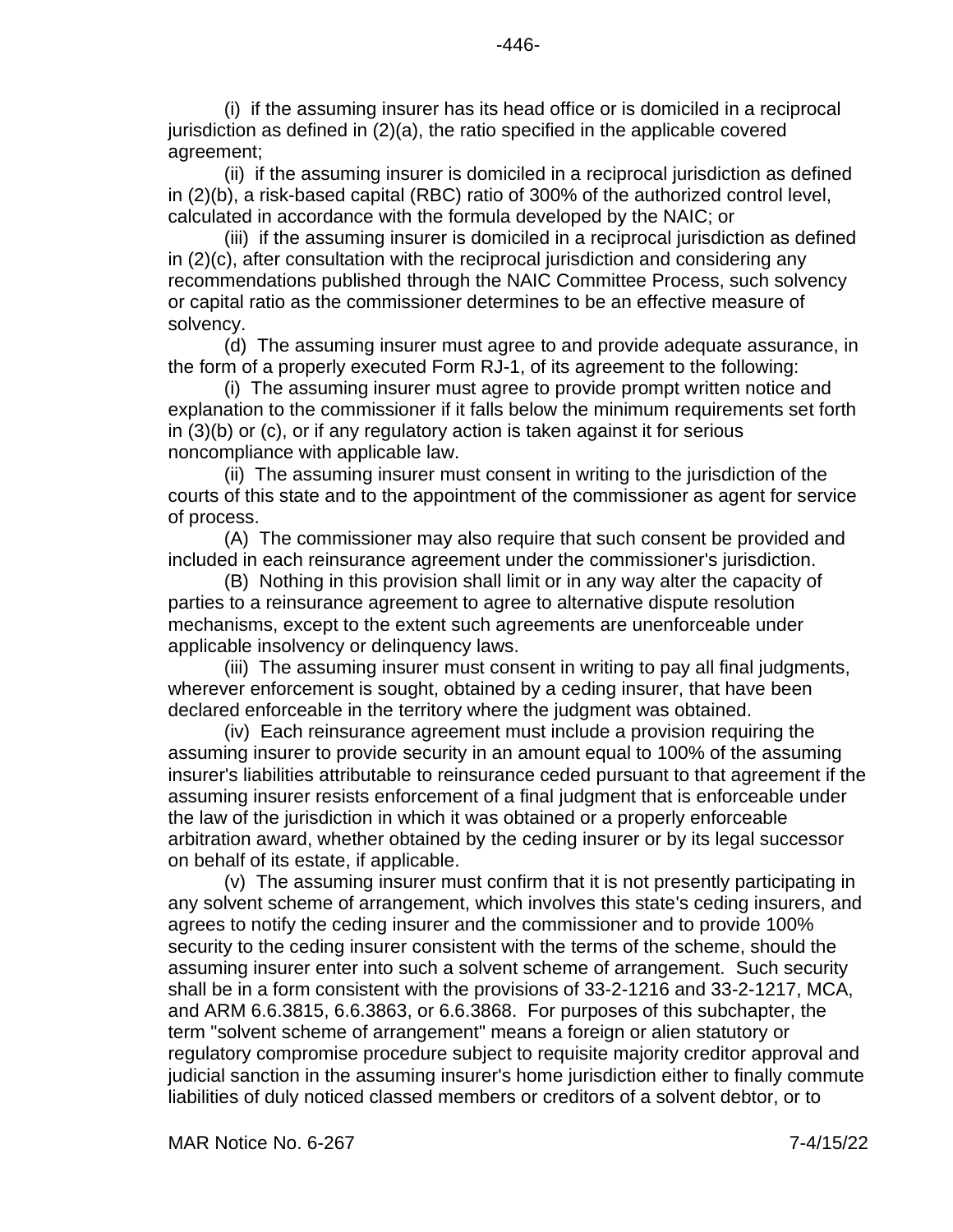(i) if the assuming insurer has its head office or is domiciled in a reciprocal jurisdiction as defined in (2)(a), the ratio specified in the applicable covered agreement;

(ii) if the assuming insurer is domiciled in a reciprocal jurisdiction as defined in (2)(b), a risk-based capital (RBC) ratio of 300% of the authorized control level, calculated in accordance with the formula developed by the NAIC; or

(iii) if the assuming insurer is domiciled in a reciprocal jurisdiction as defined in (2)(c), after consultation with the reciprocal jurisdiction and considering any recommendations published through the NAIC Committee Process, such solvency or capital ratio as the commissioner determines to be an effective measure of solvency.

(d) The assuming insurer must agree to and provide adequate assurance, in the form of a properly executed Form RJ-1, of its agreement to the following:

(i) The assuming insurer must agree to provide prompt written notice and explanation to the commissioner if it falls below the minimum requirements set forth in (3)(b) or (c), or if any regulatory action is taken against it for serious noncompliance with applicable law.

(ii) The assuming insurer must consent in writing to the jurisdiction of the courts of this state and to the appointment of the commissioner as agent for service of process.

(A) The commissioner may also require that such consent be provided and included in each reinsurance agreement under the commissioner's jurisdiction.

(B) Nothing in this provision shall limit or in any way alter the capacity of parties to a reinsurance agreement to agree to alternative dispute resolution mechanisms, except to the extent such agreements are unenforceable under applicable insolvency or delinquency laws.

(iii) The assuming insurer must consent in writing to pay all final judgments, wherever enforcement is sought, obtained by a ceding insurer, that have been declared enforceable in the territory where the judgment was obtained.

(iv) Each reinsurance agreement must include a provision requiring the assuming insurer to provide security in an amount equal to 100% of the assuming insurer's liabilities attributable to reinsurance ceded pursuant to that agreement if the assuming insurer resists enforcement of a final judgment that is enforceable under the law of the jurisdiction in which it was obtained or a properly enforceable arbitration award, whether obtained by the ceding insurer or by its legal successor on behalf of its estate, if applicable.

(v) The assuming insurer must confirm that it is not presently participating in any solvent scheme of arrangement, which involves this state's ceding insurers, and agrees to notify the ceding insurer and the commissioner and to provide 100% security to the ceding insurer consistent with the terms of the scheme, should the assuming insurer enter into such a solvent scheme of arrangement. Such security shall be in a form consistent with the provisions of 33-2-1216 and 33-2-1217, MCA, and ARM 6.6.3815, 6.6.3863, or 6.6.3868. For purposes of this subchapter, the term "solvent scheme of arrangement" means a foreign or alien statutory or regulatory compromise procedure subject to requisite majority creditor approval and judicial sanction in the assuming insurer's home jurisdiction either to finally commute liabilities of duly noticed classed members or creditors of a solvent debtor, or to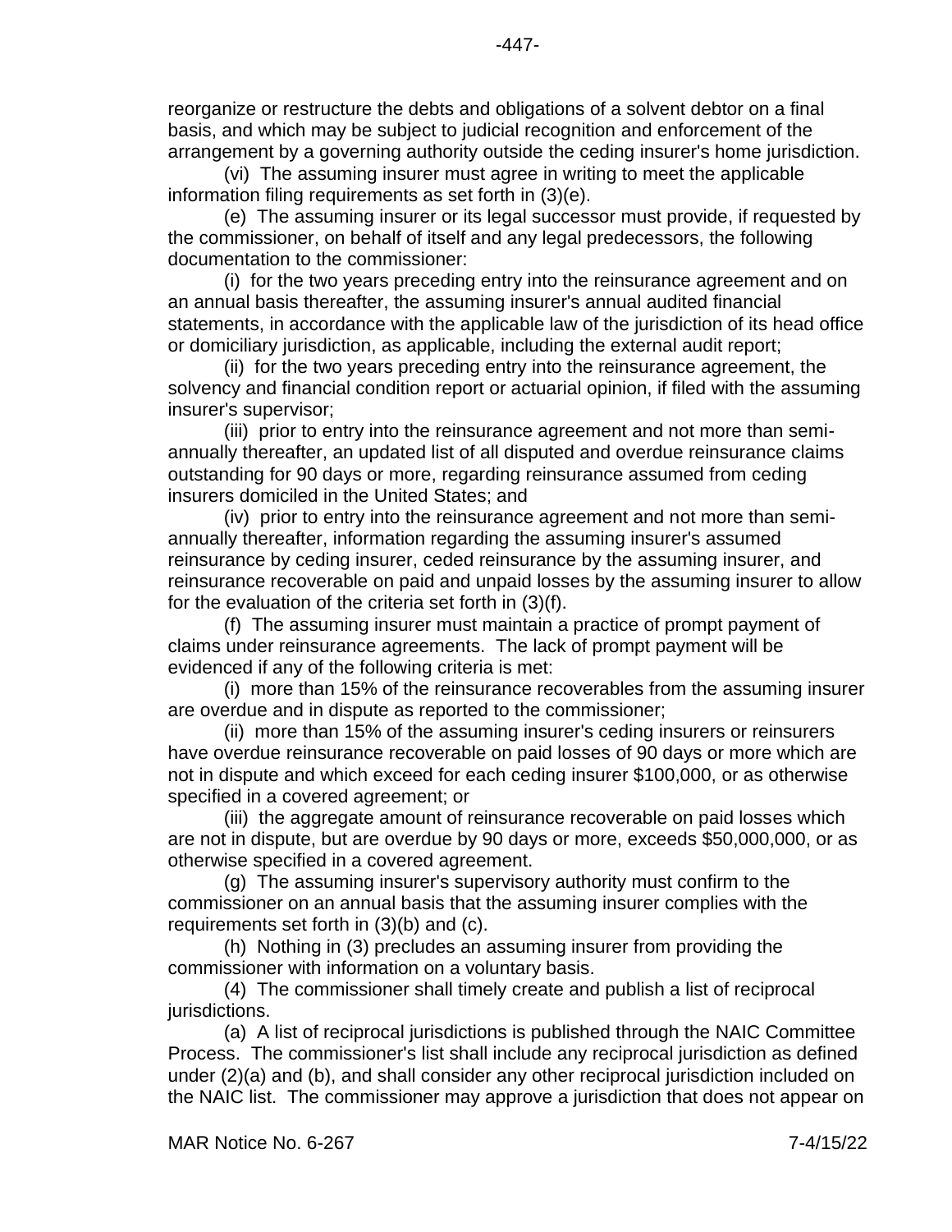reorganize or restructure the debts and obligations of a solvent debtor on a final basis, and which may be subject to judicial recognition and enforcement of the arrangement by a governing authority outside the ceding insurer's home jurisdiction.

(vi) The assuming insurer must agree in writing to meet the applicable information filing requirements as set forth in (3)(e).

(e) The assuming insurer or its legal successor must provide, if requested by the commissioner, on behalf of itself and any legal predecessors, the following documentation to the commissioner:

(i) for the two years preceding entry into the reinsurance agreement and on an annual basis thereafter, the assuming insurer's annual audited financial statements, in accordance with the applicable law of the jurisdiction of its head office or domiciliary jurisdiction, as applicable, including the external audit report;

(ii) for the two years preceding entry into the reinsurance agreement, the solvency and financial condition report or actuarial opinion, if filed with the assuming insurer's supervisor;

(iii) prior to entry into the reinsurance agreement and not more than semi-annually thereafter, an updated list of all disputed and overdue reinsurance claims outstanding for 90 days or more, regarding reinsurance assumed from ceding insurers domiciled in the United States; and

(iv) prior to entry into the reinsurance agreement and not more than semi-annually thereafter, information regarding the assuming insurer's assumed reinsurance by ceding insurer, ceded reinsurance by the assuming insurer, and reinsurance recoverable on paid and unpaid losses by the assuming insurer to allow for the evaluation of the criteria set forth in (3)(f).

(f) The assuming insurer must maintain a practice of prompt payment of claims under reinsurance agreements. The lack of prompt payment will be evidenced if any of the following criteria is met:

(i) more than 15% of the reinsurance recoverables from the assuming insurer are overdue and in dispute as reported to the commissioner;

(ii) more than 15% of the assuming insurer's ceding insurers or reinsurers have overdue reinsurance recoverable on paid losses of 90 days or more which are not in dispute and which exceed for each ceding insurer $100,000, or as otherwise specified in a covered agreement; or

(iii) the aggregate amount of reinsurance recoverable on paid losses which are not in dispute, but are overdue by 90 days or more, exceeds $50,000,000, or as otherwise specified in a covered agreement.

(g) The assuming insurer's supervisory authority must confirm to the commissioner on an annual basis that the assuming insurer complies with the requirements set forth in (3)(b) and (c).

(h) Nothing in (3) precludes an assuming insurer from providing the commissioner with information on a voluntary basis.

(4) The commissioner shall timely create and publish a list of reciprocal jurisdictions.

(a) A list of reciprocal jurisdictions is published through the NAIC Committee Process. The commissioner's list shall include any reciprocal jurisdiction as defined under (2)(a) and (b), and shall consider any other reciprocal jurisdiction included on the NAIC list. The commissioner may approve a jurisdiction that does not appear on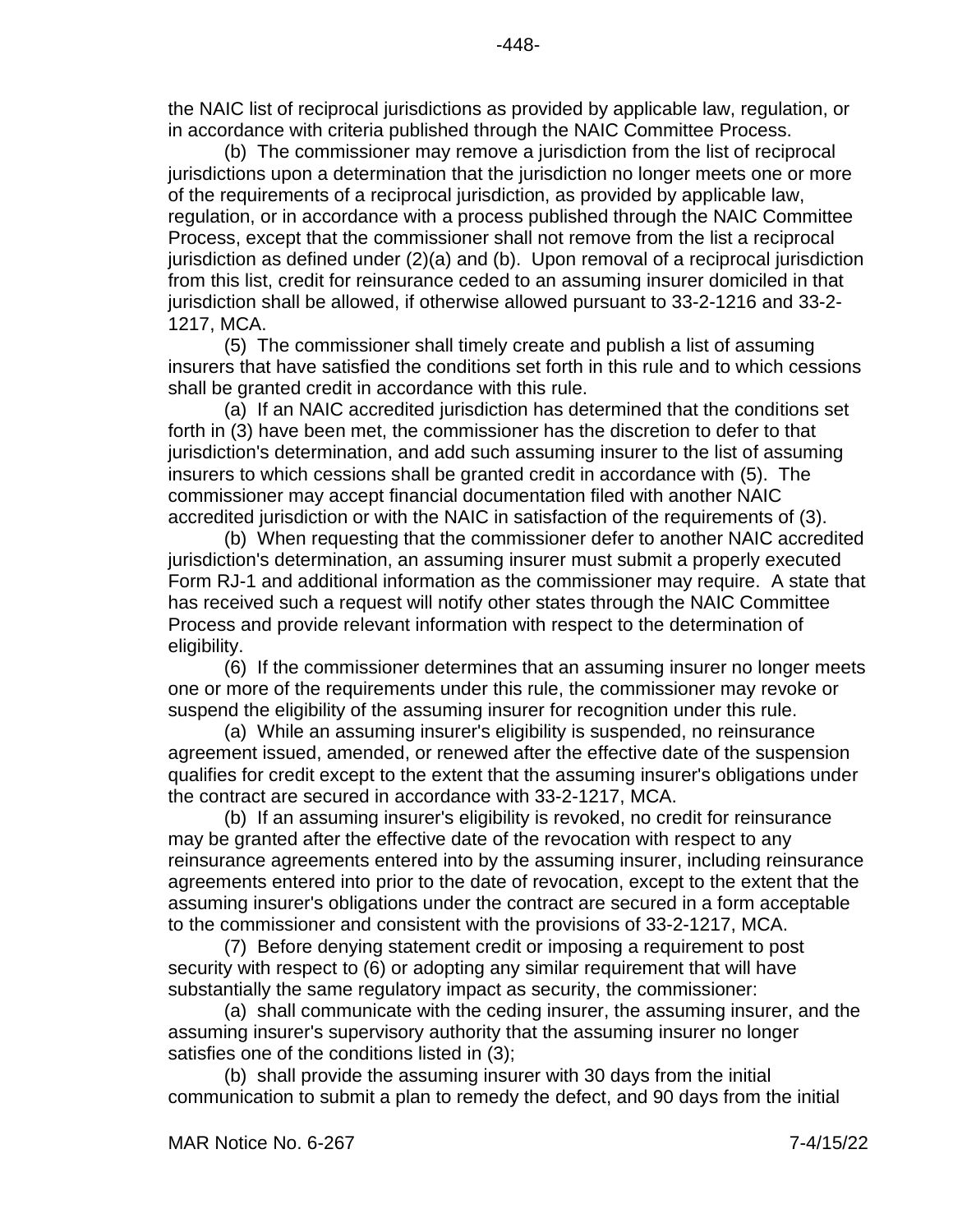the NAIC list of reciprocal jurisdictions as provided by applicable law, regulation, or in accordance with criteria published through the NAIC Committee Process.

(b) The commissioner may remove a jurisdiction from the list of reciprocal jurisdictions upon a determination that the jurisdiction no longer meets one or more of the requirements of a reciprocal jurisdiction, as provided by applicable law, regulation, or in accordance with a process published through the NAIC Committee Process, except that the commissioner shall not remove from the list a reciprocal jurisdiction as defined under (2)(a) and (b). Upon removal of a reciprocal jurisdiction from this list, credit for reinsurance ceded to an assuming insurer domiciled in that jurisdiction shall be allowed, if otherwise allowed pursuant to 33-2-1216 and 33-2-1217, MCA.

(5) The commissioner shall timely create and publish a list of assuming insurers that have satisfied the conditions set forth in this rule and to which cessions shall be granted credit in accordance with this rule.

(a) If an NAIC accredited jurisdiction has determined that the conditions set forth in (3) have been met, the commissioner has the discretion to defer to that jurisdiction's determination, and add such assuming insurer to the list of assuming insurers to which cessions shall be granted credit in accordance with (5). The commissioner may accept financial documentation filed with another NAIC accredited jurisdiction or with the NAIC in satisfaction of the requirements of (3).

(b) When requesting that the commissioner defer to another NAIC accredited jurisdiction's determination, an assuming insurer must submit a properly executed Form RJ-1 and additional information as the commissioner may require. A state that has received such a request will notify other states through the NAIC Committee Process and provide relevant information with respect to the determination of eligibility.

(6) If the commissioner determines that an assuming insurer no longer meets one or more of the requirements under this rule, the commissioner may revoke or suspend the eligibility of the assuming insurer for recognition under this rule.

(a) While an assuming insurer's eligibility is suspended, no reinsurance agreement issued, amended, or renewed after the effective date of the suspension qualifies for credit except to the extent that the assuming insurer's obligations under the contract are secured in accordance with 33-2-1217, MCA.

(b) If an assuming insurer's eligibility is revoked, no credit for reinsurance may be granted after the effective date of the revocation with respect to any reinsurance agreements entered into by the assuming insurer, including reinsurance agreements entered into prior to the date of revocation, except to the extent that the assuming insurer's obligations under the contract are secured in a form acceptable to the commissioner and consistent with the provisions of 33-2-1217, MCA.

(7) Before denying statement credit or imposing a requirement to post security with respect to (6) or adopting any similar requirement that will have substantially the same regulatory impact as security, the commissioner:

(a) shall communicate with the ceding insurer, the assuming insurer, and the assuming insurer's supervisory authority that the assuming insurer no longer satisfies one of the conditions listed in (3);

(b) shall provide the assuming insurer with 30 days from the initial communication to submit a plan to remedy the defect, and 90 days from the initial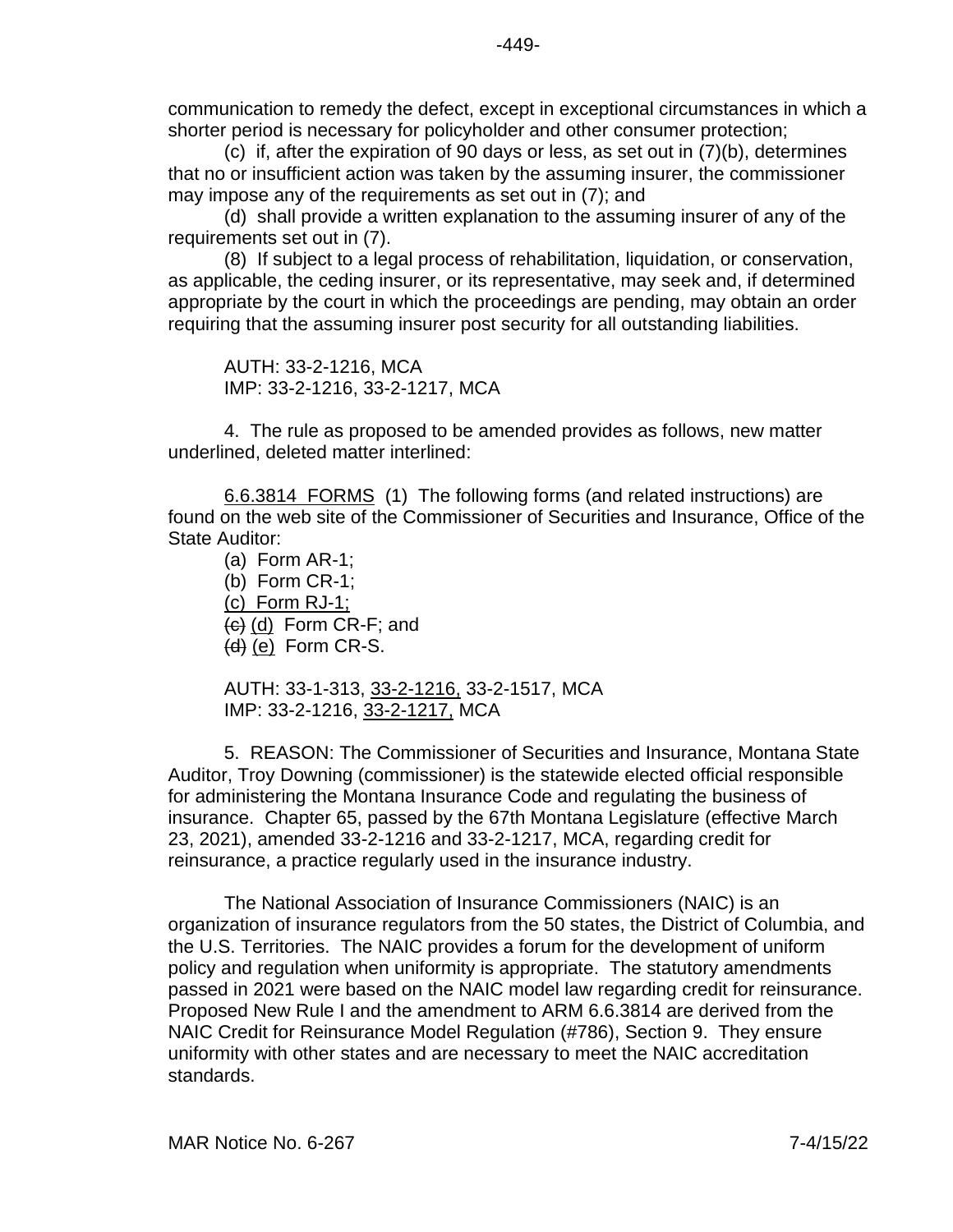communication to remedy the defect, except in exceptional circumstances in which a shorter period is necessary for policyholder and other consumer protection;

(c) if, after the expiration of 90 days or less, as set out in (7)(b), determines that no or insufficient action was taken by the assuming insurer, the commissioner may impose any of the requirements as set out in (7); and

(d) shall provide a written explanation to the assuming insurer of any of the requirements set out in (7).

(8) If subject to a legal process of rehabilitation, liquidation, or conservation, as applicable, the ceding insurer, or its representative, may seek and, if determined appropriate by the court in which the proceedings are pending, may obtain an order requiring that the assuming insurer post security for all outstanding liabilities.

AUTH: 33-2-1216, MCA
IMP: 33-2-1216, 33-2-1217, MCA

4. The rule as proposed to be amended provides as follows, new matter underlined, deleted matter interlined:

6.6.3814 FORMS (1) The following forms (and related instructions) are found on the web site of the Commissioner of Securities and Insurance, Office of the State Auditor:

(a) Form AR-1;
(b) Form CR-1;
<u>(c) Form RJ-1;</u>
~~(c)~~ <u>(d)</u> Form CR-F; and
~~(d)~~ <u>(e)</u> Form CR-S.

AUTH: 33-1-313, <u>33-2-1216,</u> 33-2-1517, MCA
IMP: 33-2-1216, <u>33-2-1217,</u> MCA

5. REASON: The Commissioner of Securities and Insurance, Montana State Auditor, Troy Downing (commissioner) is the statewide elected official responsible for administering the Montana Insurance Code and regulating the business of insurance. Chapter 65, passed by the 67th Montana Legislature (effective March 23, 2021), amended 33-2-1216 and 33-2-1217, MCA, regarding credit for reinsurance, a practice regularly used in the insurance industry.

The National Association of Insurance Commissioners (NAIC) is an organization of insurance regulators from the 50 states, the District of Columbia, and the U.S. Territories. The NAIC provides a forum for the development of uniform policy and regulation when uniformity is appropriate. The statutory amendments passed in 2021 were based on the NAIC model law regarding credit for reinsurance. Proposed New Rule I and the amendment to ARM 6.6.3814 are derived from the NAIC Credit for Reinsurance Model Regulation (#786), Section 9. They ensure uniformity with other states and are necessary to meet the NAIC accreditation standards.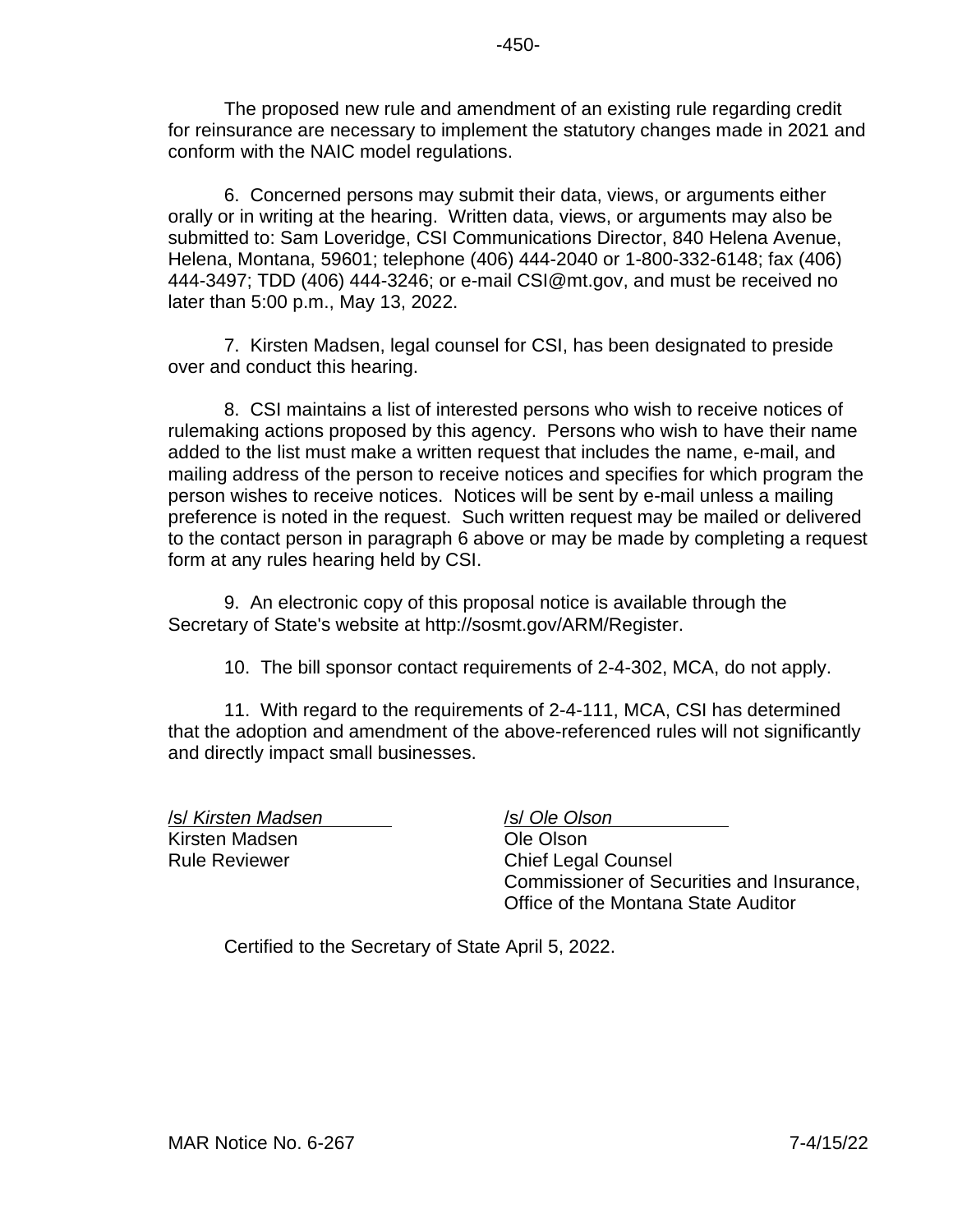The proposed new rule and amendment of an existing rule regarding credit for reinsurance are necessary to implement the statutory changes made in 2021 and conform with the NAIC model regulations.

6. Concerned persons may submit their data, views, or arguments either orally or in writing at the hearing. Written data, views, or arguments may also be submitted to: Sam Loveridge, CSI Communications Director, 840 Helena Avenue, Helena, Montana, 59601; telephone (406) 444-2040 or 1-800-332-6148; fax (406) 444-3497; TDD (406) 444-3246; or e-mail CSI@mt.gov, and must be received no later than 5:00 p.m., May 13, 2022.

7. Kirsten Madsen, legal counsel for CSI, has been designated to preside over and conduct this hearing.

8. CSI maintains a list of interested persons who wish to receive notices of rulemaking actions proposed by this agency. Persons who wish to have their name added to the list must make a written request that includes the name, e-mail, and mailing address of the person to receive notices and specifies for which program the person wishes to receive notices. Notices will be sent by e-mail unless a mailing preference is noted in the request. Such written request may be mailed or delivered to the contact person in paragraph 6 above or may be made by completing a request form at any rules hearing held by CSI.

9. An electronic copy of this proposal notice is available through the Secretary of State's website at http://sosmt.gov/ARM/Register.

10. The bill sponsor contact requirements of 2-4-302, MCA, do not apply.

11. With regard to the requirements of 2-4-111, MCA, CSI has determined that the adoption and amendment of the above-referenced rules will not significantly and directly impact small businesses.

/s/ *Kirsten Madsen*
Kirsten Madsen
Rule Reviewer

/s/ *Ole Olson*
Ole Olson
Chief Legal Counsel
Commissioner of Securities and Insurance,
Office of the Montana State Auditor

Certified to the Secretary of State April 5, 2022.